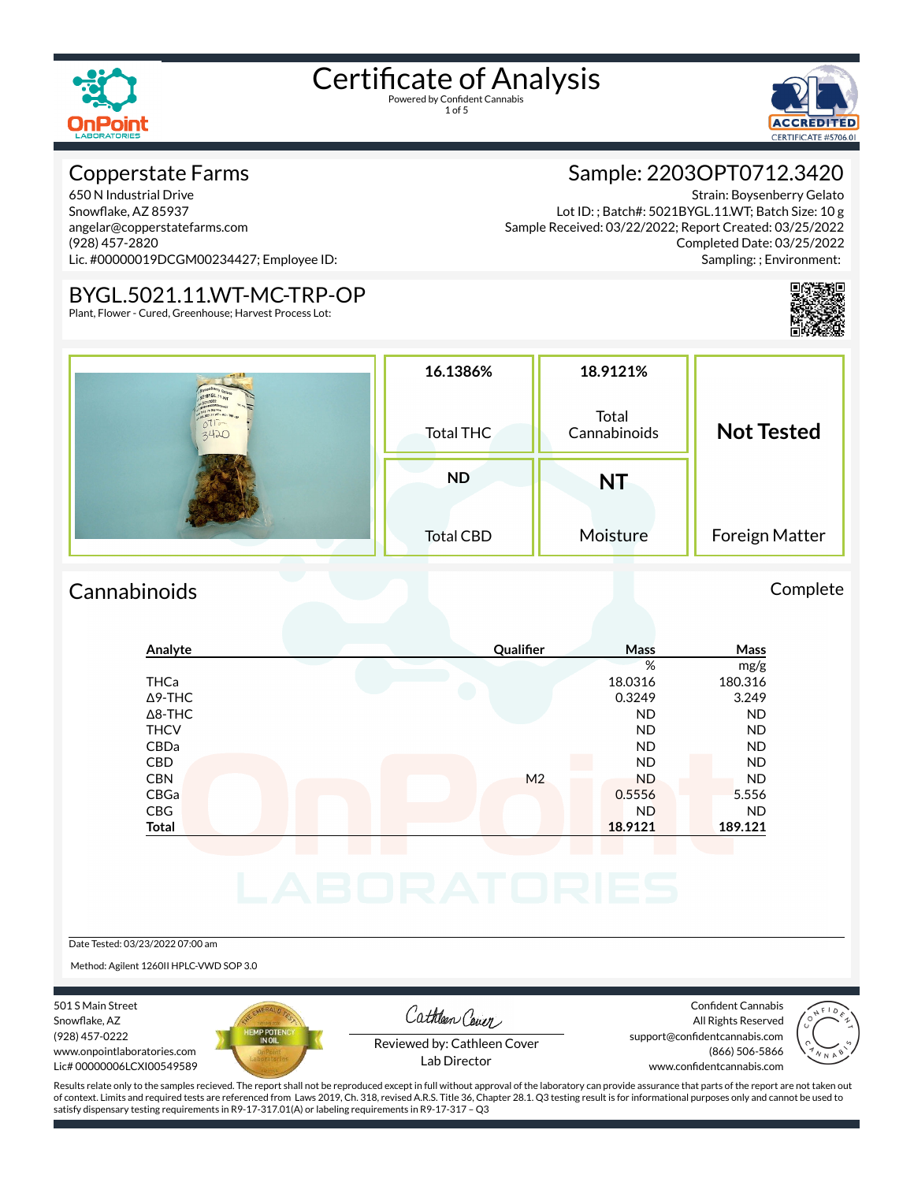# Certificate of Analysis

Powered by Confident Cannabis

## Copperstate Farms

650 N Industrial Drive
Snowflake, AZ 85937
angelar@copperstatefarms.com
(928) 457-2820
Lic. #00000019DCGM00234427; Employee ID:

## Sample: 2203OPT0712.3420

Strain: Boysenberry Gelato
Lot ID: ; Batch#: 5021BYGL.11.WT; Batch Size: 10 g
Sample Received: 03/22/2022; Report Created: 03/25/2022
Completed Date: 03/25/2022
Sampling: ; Environment:

## BYGL.5021.11.WT-MC-TRP-OP

Plant, Flower - Cured, Greenhouse; Harvest Process Lot:

| Total THC | Total Cannabinoids | Foreign Matter |
|---|---|---|
| 16.1386% | 18.9121% | Not Tested |

| Total CBD | Moisture |
|---|---|
| ND | NT |

## Cannabinoids

Complete

| Analyte | Qualifier | Mass % | Mass mg/g |
|---|---|---|---|
| THCa | | 18.0316 | 180.316 |
| Δ9-THC | | 0.3249 | 3.249 |
| Δ8-THC | | ND | ND |
| THCV | | ND | ND |
| CBDa | | ND | ND |
| CBD | | ND | ND |
| CBN | M2 | ND | ND |
| CBGa | | 0.5556 | 5.556 |
| CBG | | ND | ND |
| **Total** | | **18.9121** | **189.121** |

Date Tested: 03/23/2022 07:00 am

Method: Agilent 1260II HPLC-VWD SOP 3.0

501 S Main Street
Snowflake, AZ
(928) 457-0222
www.onpointlaboratories.com
Lic# 00000006LCXI00549589

Reviewed by: Cathleen Cover
Lab Director

Confident Cannabis
All Rights Reserved
support@confidentcannabis.com
(866) 506-5866
www.confidentcannabis.com

Results relate only to the samples recieved. The report shall not be reproduced except in full without approval of the laboratory can provide assurance that parts of the report are not taken out of context. Limits and required tests are referenced from Laws 2019, Ch. 318, revised A.R.S. Title 36, Chapter 28.1. Q3 testing result is for informational purposes only and cannot be used to satisfy dispensary testing requirements in R9-17-317.01(A) or labeling requirements in R9-17-317 – Q3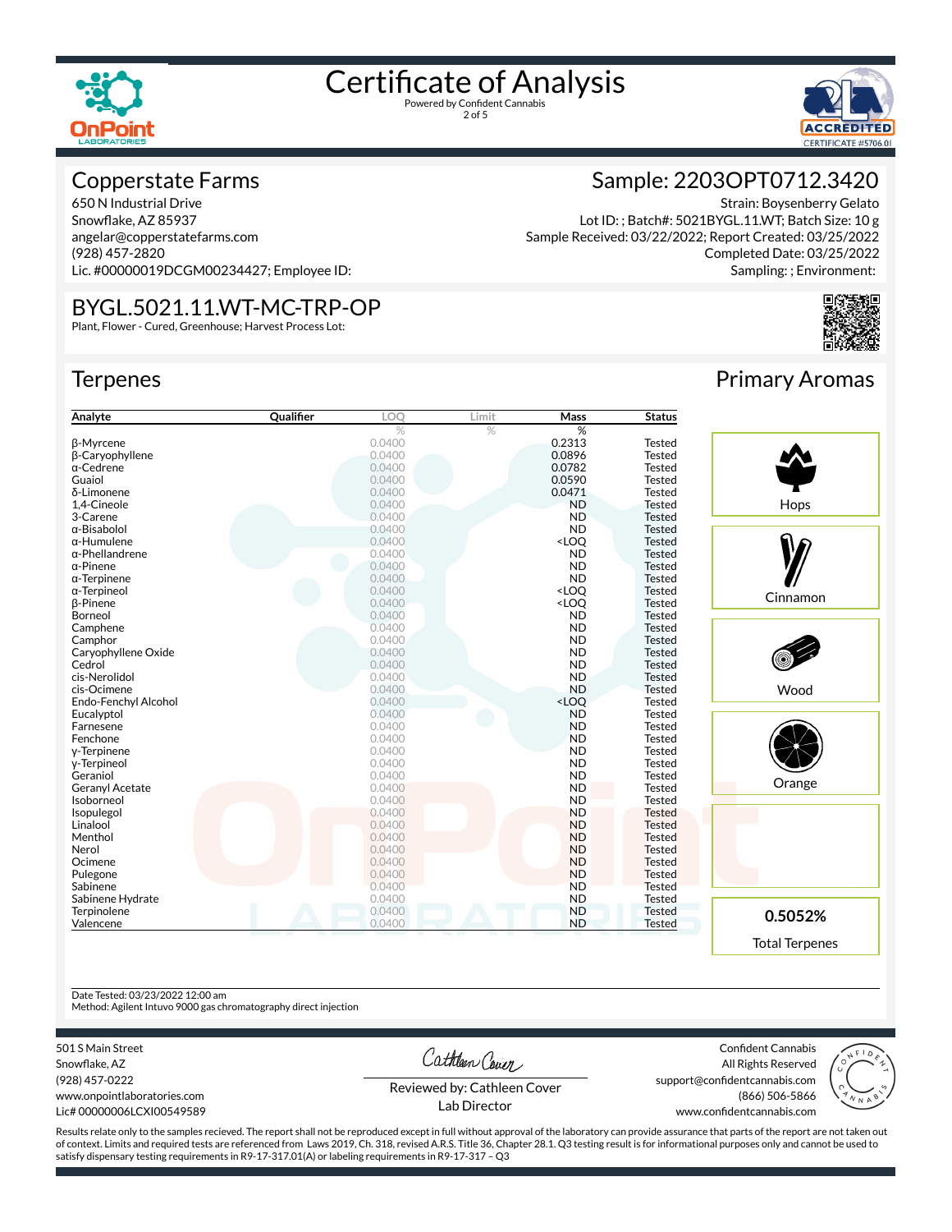# Certificate of Analysis

Powered by Confident Cannabis

## Copperstate Farms

650 N Industrial Drive
Snowflake, AZ 85937
angelar@copperstatefarms.com
(928) 457-2820
Lic. #00000019DCGM00234427; Employee ID:

## Sample: 2203OPT0712.3420

Strain: Boysenberry Gelato
Lot ID: ; Batch#: 5021BYGL.11.WT; Batch Size: 10 g
Sample Received: 03/22/2022; Report Created: 03/25/2022
Completed Date: 03/25/2022
Sampling: ; Environment:

## BYGL.5021.11.WT-MC-TRP-OP

Plant, Flower - Cured, Greenhouse; Harvest Process Lot:

## Terpenes

| Analyte | Qualifier | LOQ | Limit | Mass | Status |
|---|---|---|---|---|---|
| | | % | % | % | |
| β-Myrcene | | 0.0400 | | 0.2313 | Tested |
| β-Caryophyllene | | 0.0400 | | 0.0896 | Tested |
| α-Cedrene | | 0.0400 | | 0.0782 | Tested |
| Guaiol | | 0.0400 | | 0.0590 | Tested |
| δ-Limonene | | 0.0400 | | 0.0471 | Tested |
| 1,4-Cineole | | 0.0400 | | ND | Tested |
| 3-Carene | | 0.0400 | | ND | Tested |
| α-Bisabolol | | 0.0400 | | ND | Tested |
| α-Humulene | | 0.0400 | | <LOQ | Tested |
| α-Phellandrene | | 0.0400 | | ND | Tested |
| α-Pinene | | 0.0400 | | ND | Tested |
| α-Terpinene | | 0.0400 | | ND | Tested |
| α-Terpineol | | 0.0400 | | <LOQ | Tested |
| β-Pinene | | 0.0400 | | <LOQ | Tested |
| Borneol | | 0.0400 | | ND | Tested |
| Camphene | | 0.0400 | | ND | Tested |
| Camphor | | 0.0400 | | ND | Tested |
| Caryophyllene Oxide | | 0.0400 | | ND | Tested |
| Cedrol | | 0.0400 | | ND | Tested |
| cis-Nerolidol | | 0.0400 | | ND | Tested |
| cis-Ocimene | | 0.0400 | | ND | Tested |
| Endo-Fenchyl Alcohol | | 0.0400 | | <LOQ | Tested |
| Eucalyptol | | 0.0400 | | ND | Tested |
| Farnesene | | 0.0400 | | ND | Tested |
| Fenchone | | 0.0400 | | ND | Tested |
| γ-Terpinene | | 0.0400 | | ND | Tested |
| γ-Terpineol | | 0.0400 | | ND | Tested |
| Geraniol | | 0.0400 | | ND | Tested |
| Geranyl Acetate | | 0.0400 | | ND | Tested |
| Isoborneol | | 0.0400 | | ND | Tested |
| Isopulegol | | 0.0400 | | ND | Tested |
| Linalool | | 0.0400 | | ND | Tested |
| Menthol | | 0.0400 | | ND | Tested |
| Nerol | | 0.0400 | | ND | Tested |
| Ocimene | | 0.0400 | | ND | Tested |
| Pulegone | | 0.0400 | | ND | Tested |
| Sabinene | | 0.0400 | | ND | Tested |
| Sabinene Hydrate | | 0.0400 | | ND | Tested |
| Terpinolene | | 0.0400 | | ND | Tested |
| Valencene | | 0.0400 | | ND | Tested |

## Primary Aromas

- Hops
- Cinnamon
- Wood
- Orange

**0.5052%**
Total Terpenes

Date Tested: 03/23/2022 12:00 am
Method: Agilent Intuvo 9000 gas chromatography direct injection

501 S Main Street
Snowflake, AZ
(928) 457-0222
www.onpointlaboratories.com
Lic# 00000006LCXI00549589

Reviewed by: Cathleen Cover
Lab Director

Confident Cannabis
All Rights Reserved
support@confidentcannabis.com
(866) 506-5866
www.confidentcannabis.com

Results relate only to the samples recieved. The report shall not be reproduced except in full without approval of the laboratory can provide assurance that parts of the report are not taken out of context. Limits and required tests are referenced from Laws 2019, Ch. 318, revised A.R.S. Title 36, Chapter 28.1. Q3 testing result is for informational purposes only and cannot be used to satisfy dispensary testing requirements in R9-17-317.01(A) or labeling requirements in R9-17-317 – Q3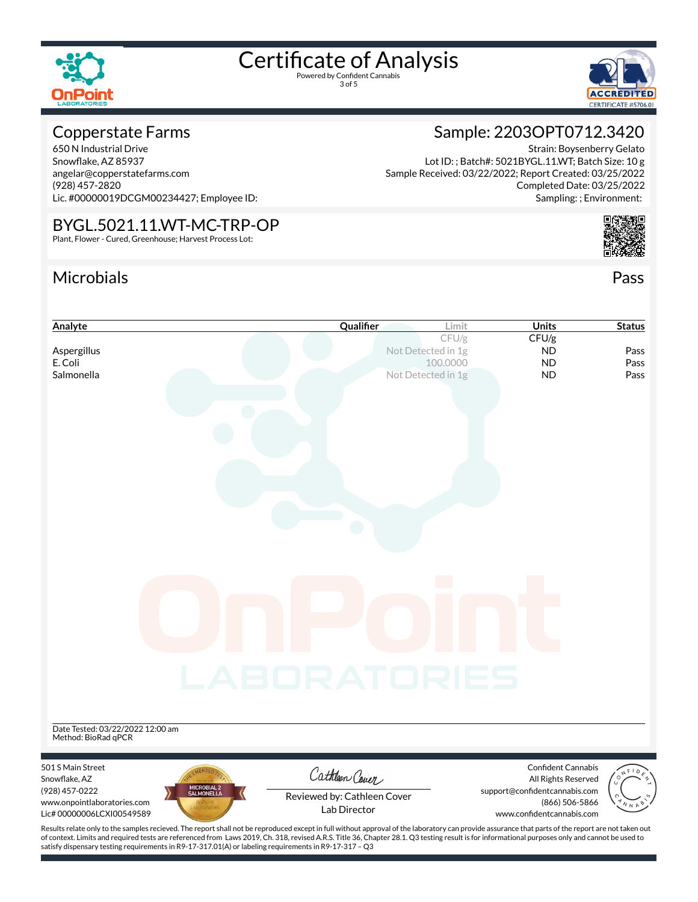# Certificate of Analysis

Powered by Confident Cannabis

## Copperstate Farms

650 N Industrial Drive
Snowflake, AZ 85937
angelar@copperstatefarms.com
(928) 457-2820
Lic. #00000019DCGM00234427; Employee ID:

## Sample: 2203OPT0712.3420

Strain: Boysenberry Gelato
Lot ID: ; Batch#: 5021BYGL.11.WT; Batch Size: 10 g
Sample Received: 03/22/2022; Report Created: 03/25/2022
Completed Date: 03/25/2022
Sampling: ; Environment:

## BYGL.5021.11.WT-MC-TRP-OP

Plant, Flower - Cured, Greenhouse; Harvest Process Lot:

## Microbials

Pass

| Analyte | Qualifier | Limit | Units | Status |
|---|---|---|---|---|
| | | CFU/g | CFU/g | |
| Aspergillus | | Not Detected in 1g | ND | Pass |
| E. Coli | | 100.0000 | ND | Pass |
| Salmonella | | Not Detected in 1g | ND | Pass |

Date Tested: 03/22/2022 12:00 am
Method: BioRad qPCR

501 S Main Street
Snowflake, AZ
(928) 457-0222
www.onpointlaboratories.com
Lic# 00000006LCXI00549589

Reviewed by: Cathleen Cover
Lab Director

Confident Cannabis
All Rights Reserved
support@confidentcannabis.com
(866) 506-5866
www.confidentcannabis.com

Results relate only to the samples recieved. The report shall not be reproduced except in full without approval of the laboratory can provide assurance that parts of the report are not taken out of context. Limits and required tests are referenced from Laws 2019, Ch. 318, revised A.R.S. Title 36, Chapter 28.1. Q3 testing result is for informational purposes only and cannot be used to satisfy dispensary testing requirements in R9-17-317.01(A) or labeling requirements in R9-17-317 – Q3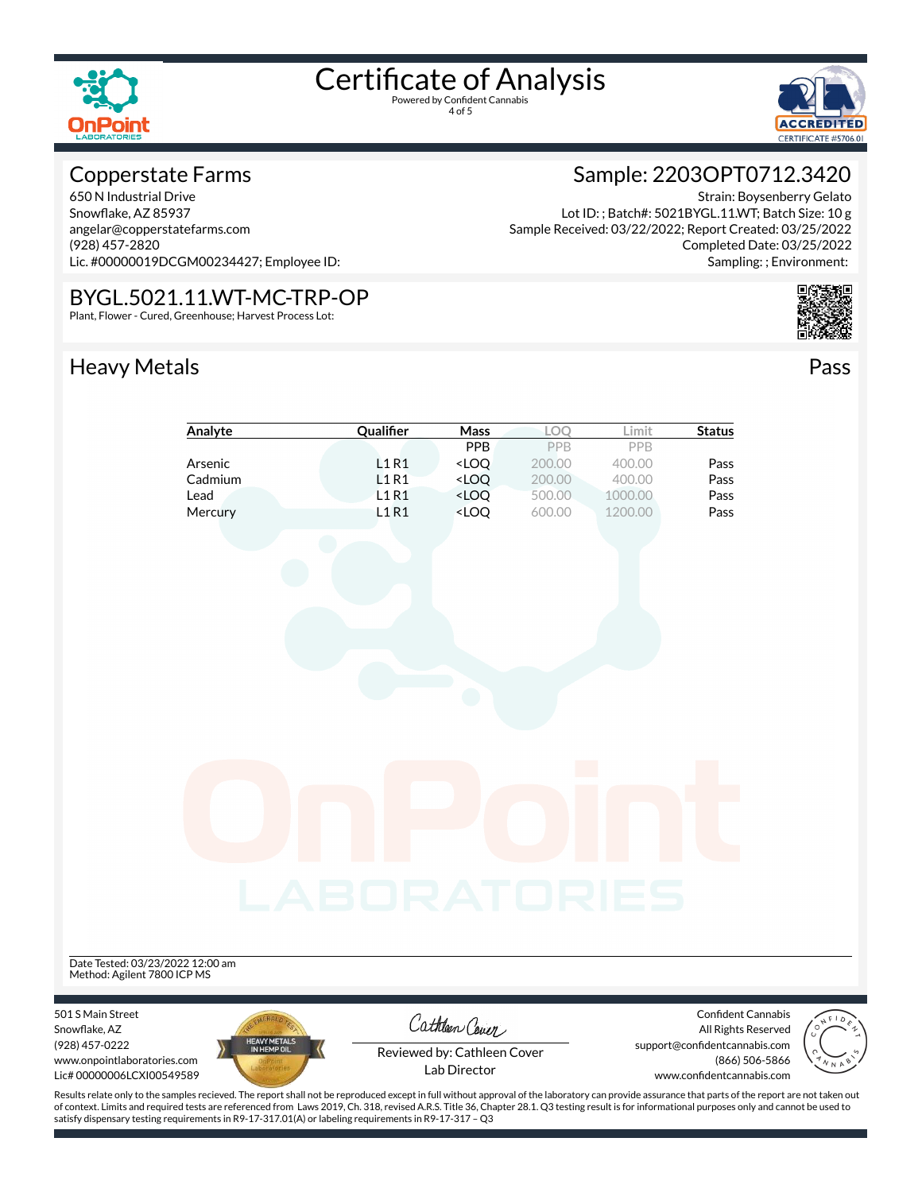# Certificate of Analysis

Powered by Confident Cannabis

## Copperstate Farms

650 N Industrial Drive
Snowflake, AZ 85937
angelar@copperstatefarms.com
(928) 457-2820
Lic. #00000019DCGM00234427; Employee ID:

## Sample: 2203OPT0712.3420

Strain: Boysenberry Gelato
Lot ID: ; Batch#: 5021BYGL.11.WT; Batch Size: 10 g
Sample Received: 03/22/2022; Report Created: 03/25/2022
Completed Date: 03/25/2022
Sampling: ; Environment:

## BYGL.5021.11.WT-MC-TRP-OP

Plant, Flower - Cured, Greenhouse; Harvest Process Lot:

## Heavy Metals

Pass

| Analyte | Qualifier | Mass | LOQ | Limit | Status |
|---|---|---|---|---|---|
| | | PPB | PPB | PPB | |
| Arsenic | L1 R1 | <LOQ | 200.00 | 400.00 | Pass |
| Cadmium | L1 R1 | <LOQ | 200.00 | 400.00 | Pass |
| Lead | L1 R1 | <LOQ | 500.00 | 1000.00 | Pass |
| Mercury | L1 R1 | <LOQ | 600.00 | 1200.00 | Pass |

Date Tested: 03/23/2022 12:00 am
Method: Agilent 7800 ICP MS

501 S Main Street
Snowflake, AZ
(928) 457-0222
www.onpointlaboratories.com
Lic# 00000006LCXI00549589

Reviewed by: Cathleen Cover
Lab Director

Confident Cannabis
All Rights Reserved
support@confidentcannabis.com
(866) 506-5866
www.confidentcannabis.com

Results relate only to the samples recieved. The report shall not be reproduced except in full without approval of the laboratory can provide assurance that parts of the report are not taken out of context. Limits and required tests are referenced from Laws 2019, Ch. 318, revised A.R.S. Title 36, Chapter 28.1. Q3 testing result is for informational purposes only and cannot be used to satisfy dispensary testing requirements in R9-17-317.01(A) or labeling requirements in R9-17-317 – Q3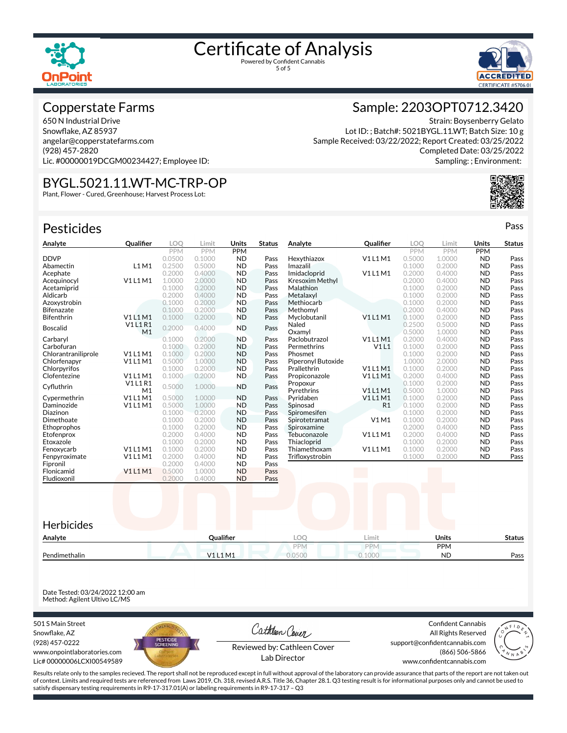# Certificate of Analysis

Powered by Confident Cannabis

## Copperstate Farms

650 N Industrial Drive
Snowflake, AZ 85937
angelar@copperstatefarms.com
(928) 457-2820
Lic. #00000019DCGM00234427; Employee ID:

## Sample: 2203OPT0712.3420

Strain: Boysenberry Gelato
Lot ID: ; Batch#: 5021BYGL.11.WT; Batch Size: 10 g
Sample Received: 03/22/2022; Report Created: 03/25/2022
Completed Date: 03/25/2022
Sampling: ; Environment:

## BYGL.5021.11.WT-MC-TRP-OP

Plant, Flower - Cured, Greenhouse; Harvest Process Lot:

## Pesticides

Pass

| Analyte | Qualifier | LOQ | Limit | Units | Status |
|---|---|---|---|---|---|
| | | PPM | PPM | PPM | |
| DDVP | | 0.0500 | 0.1000 | ND | Pass |
| Abamectin | L1 M1 | 0.2500 | 0.5000 | ND | Pass |
| Acephate | | 0.2000 | 0.4000 | ND | Pass |
| Acequinocyl | V1 L1 M1 | 1.0000 | 2.0000 | ND | Pass |
| Acetamiprid | | 0.1000 | 0.2000 | ND | Pass |
| Aldicarb | | 0.2000 | 0.4000 | ND | Pass |
| Azoxystrobin | | 0.1000 | 0.2000 | ND | Pass |
| Bifenazate | | 0.1000 | 0.2000 | ND | Pass |
| Bifenthrin | V1 L1 M1 | 0.1000 | 0.2000 | ND | Pass |
| Boscalid | V1 L1 R1 M1 | 0.2000 | 0.4000 | ND | Pass |
| Carbaryl | | 0.1000 | 0.2000 | ND | Pass |
| Carbofuran | | 0.1000 | 0.2000 | ND | Pass |
| Chlorantraniliprole | V1 L1 M1 | 0.1000 | 0.2000 | ND | Pass |
| Chlorfenapyr | V1 L1 M1 | 0.5000 | 1.0000 | ND | Pass |
| Chlorpyrifos | | 0.1000 | 0.2000 | ND | Pass |
| Clofentezine | V1 L1 M1 | 0.1000 | 0.2000 | ND | Pass |
| Cyfluthrin | V1 L1 R1 M1 | 0.5000 | 1.0000 | ND | Pass |
| Cypermethrin | V1 L1 M1 | 0.5000 | 1.0000 | ND | Pass |
| Daminozide | V1 L1 M1 | 0.5000 | 1.0000 | ND | Pass |
| Diazinon | | 0.1000 | 0.2000 | ND | Pass |
| Dimethoate | | 0.1000 | 0.2000 | ND | Pass |
| Ethoprophos | | 0.1000 | 0.2000 | ND | Pass |
| Etofenprox | | 0.2000 | 0.4000 | ND | Pass |
| Etoxazole | | 0.1000 | 0.2000 | ND | Pass |
| Fenoxycarb | V1 L1 M1 | 0.1000 | 0.2000 | ND | Pass |
| Fenpyroximate | V1 L1 M1 | 0.2000 | 0.4000 | ND | Pass |
| Fipronil | | 0.2000 | 0.4000 | ND | Pass |
| Flonicamid | V1 L1 M1 | 0.5000 | 1.0000 | ND | Pass |
| Fludioxonil | | 0.2000 | 0.4000 | ND | Pass |
| Hexythiazox | V1 L1 M1 | 0.5000 | 1.0000 | ND | Pass |
| Imazalil | | 0.1000 | 0.2000 | ND | Pass |
| Imidacloprid | V1 L1 M1 | 0.2000 | 0.4000 | ND | Pass |
| Kresoxim Methyl | | 0.2000 | 0.4000 | ND | Pass |
| Malathion | | 0.1000 | 0.2000 | ND | Pass |
| Metalaxyl | | 0.1000 | 0.2000 | ND | Pass |
| Methiocarb | | 0.1000 | 0.2000 | ND | Pass |
| Methomyl | | 0.2000 | 0.4000 | ND | Pass |
| Myclobutanil | V1 L1 M1 | 0.1000 | 0.2000 | ND | Pass |
| Naled | | 0.2500 | 0.5000 | ND | Pass |
| Oxamyl | | 0.5000 | 1.0000 | ND | Pass |
| Paclobutrazol | V1 L1 M1 | 0.2000 | 0.4000 | ND | Pass |
| Permethrins | V1 L1 | 0.1000 | 0.2000 | ND | Pass |
| Phosmet | | 0.1000 | 0.2000 | ND | Pass |
| Piperonyl Butoxide | | 1.0000 | 2.0000 | ND | Pass |
| Prallethrin | V1 L1 M1 | 0.1000 | 0.2000 | ND | Pass |
| Propiconazole | V1 L1 M1 | 0.2000 | 0.4000 | ND | Pass |
| Propoxur | | 0.1000 | 0.2000 | ND | Pass |
| Pyrethrins | V1 L1 M1 | 0.5000 | 1.0000 | ND | Pass |
| Pyridaben | V1 L1 M1 | 0.1000 | 0.2000 | ND | Pass |
| Spinosad | R1 | 0.1000 | 0.2000 | ND | Pass |
| Spiromesifen | | 0.1000 | 0.2000 | ND | Pass |
| Spirotetramat | V1 M1 | 0.1000 | 0.2000 | ND | Pass |
| Spiroxamine | | 0.2000 | 0.4000 | ND | Pass |
| Tebuconazole | V1 L1 M1 | 0.2000 | 0.4000 | ND | Pass |
| Thiacloprid | | 0.1000 | 0.2000 | ND | Pass |
| Thiamethoxam | V1 L1 M1 | 0.1000 | 0.2000 | ND | Pass |
| Trifloxystrobin | | 0.1000 | 0.2000 | ND | Pass |

## Herbicides

| Analyte | Qualifier | LOQ | Limit | Units | Status |
|---|---|---|---|---|---|
| | | PPM | PPM | PPM | |
| Pendimethalin | V1 L1 M1 | 0.0500 | 0.1000 | ND | Pass |

Date Tested: 03/24/2022 12:00 am
Method: Agilent Ultivo LC/MS

501 S Main Street
Snowflake, AZ
(928) 457-0222
www.onpointlaboratories.com
Lic# 00000006LCXI00549589

Reviewed by: Cathleen Cover
Lab Director

Confident Cannabis
All Rights Reserved
support@confidentcannabis.com
(866) 506-5866
www.confidentcannabis.com

Results relate only to the samples recieved. The report shall not be reproduced except in full without approval of the laboratory can provide assurance that parts of the report are not taken out of context. Limits and required tests are referenced from Laws 2019, Ch. 318, revised A.R.S. Title 36, Chapter 28.1. Q3 testing result is for informational purposes only and cannot be used to satisfy dispensary testing requirements in R9-17-317.01(A) or labeling requirements in R9-17-317 – Q3